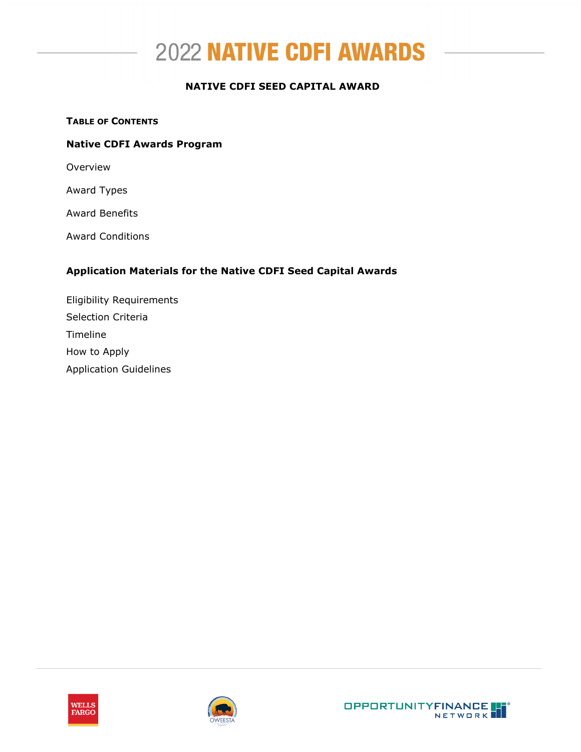# 2022 NATIVE CDFI AWARDS

## NATIVE CDFI SEED CAPITAL AWARD

**TABLE OF CONTENTS**

**Native CDFI Awards Program**

Overview

Award Types

Award Benefits

Award Conditions

**Application Materials for the Native CDFI Seed Capital Awards**

Eligibility Requirements

Selection Criteria

Timeline

How to Apply

Application Guidelines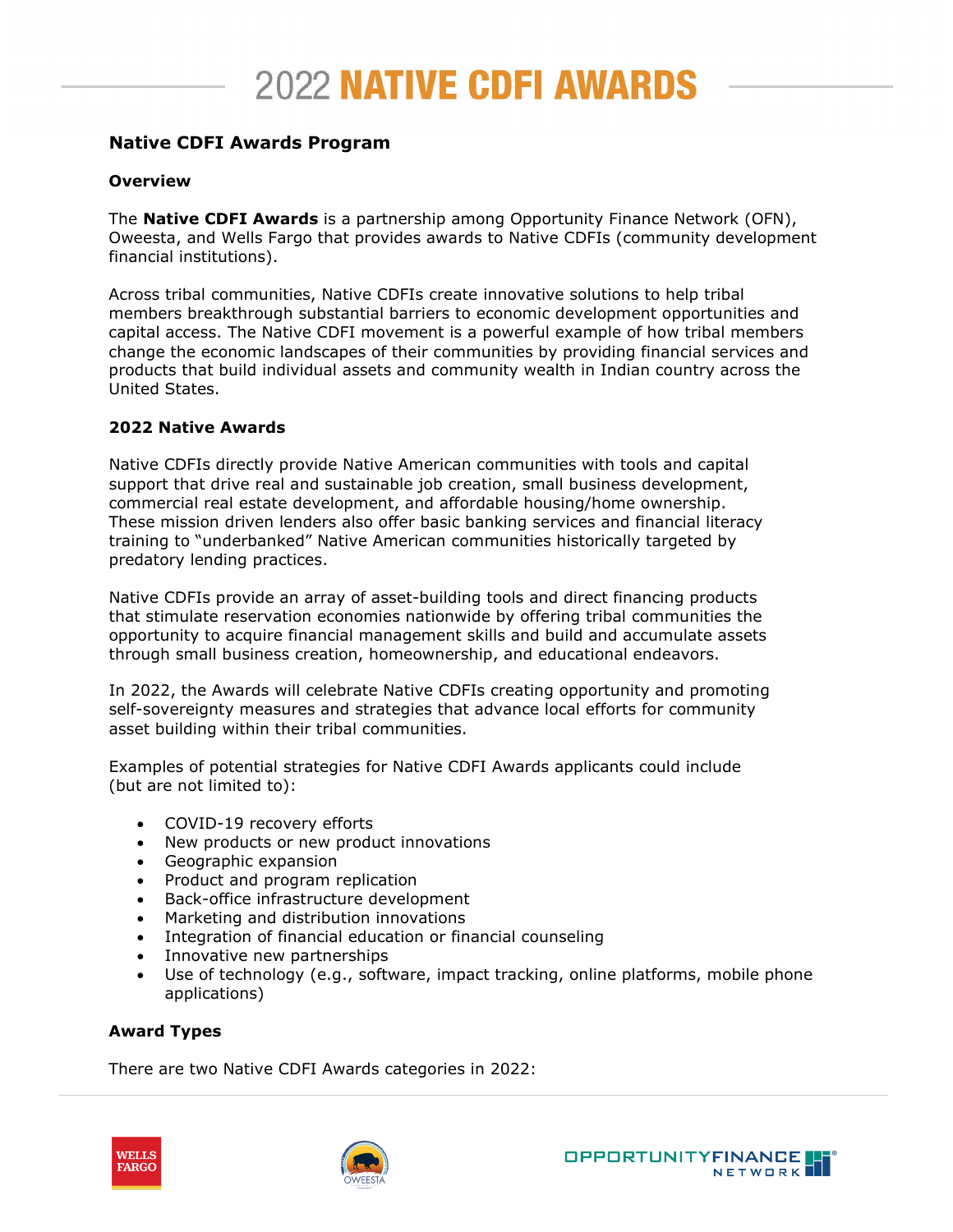# 2022 NATIVE CDFI AWARDS

## Native CDFI Awards Program

### Overview

The **Native CDFI Awards** is a partnership among Opportunity Finance Network (OFN), Oweesta, and Wells Fargo that provides awards to Native CDFIs (community development financial institutions).

Across tribal communities, Native CDFIs create innovative solutions to help tribal members breakthrough substantial barriers to economic development opportunities and capital access. The Native CDFI movement is a powerful example of how tribal members change the economic landscapes of their communities by providing financial services and products that build individual assets and community wealth in Indian country across the United States.

### 2022 Native Awards

Native CDFIs directly provide Native American communities with tools and capital support that drive real and sustainable job creation, small business development, commercial real estate development, and affordable housing/home ownership. These mission driven lenders also offer basic banking services and financial literacy training to "underbanked" Native American communities historically targeted by predatory lending practices.

Native CDFIs provide an array of asset-building tools and direct financing products that stimulate reservation economies nationwide by offering tribal communities the opportunity to acquire financial management skills and build and accumulate assets through small business creation, homeownership, and educational endeavors.

In 2022, the Awards will celebrate Native CDFIs creating opportunity and promoting self-sovereignty measures and strategies that advance local efforts for community asset building within their tribal communities.

Examples of potential strategies for Native CDFI Awards applicants could include (but are not limited to):

- COVID-19 recovery efforts
- New products or new product innovations
- Geographic expansion
- Product and program replication
- Back-office infrastructure development
- Marketing and distribution innovations
- Integration of financial education or financial counseling
- Innovative new partnerships
- Use of technology (e.g., software, impact tracking, online platforms, mobile phone applications)

### Award Types

There are two Native CDFI Awards categories in 2022: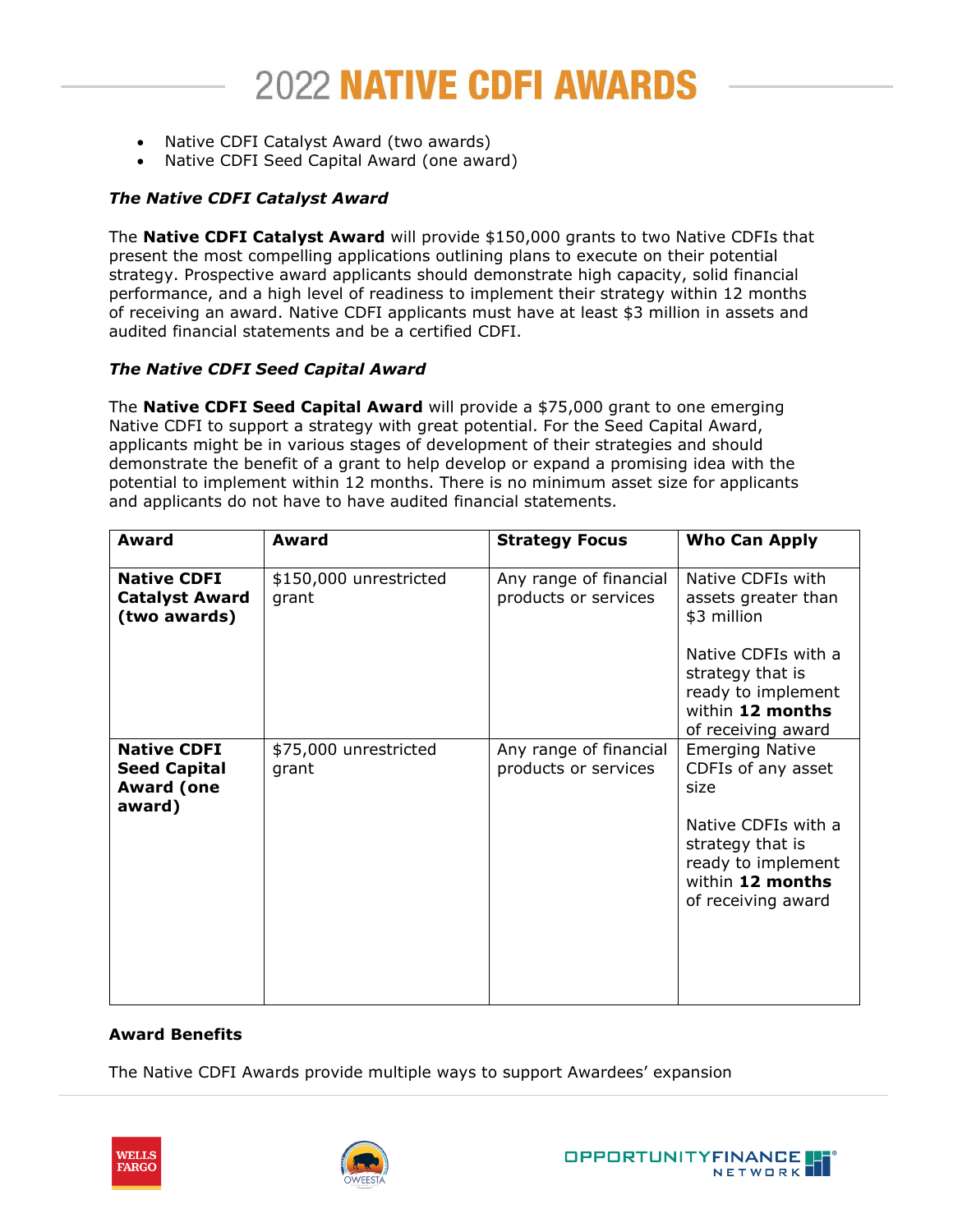# 2022 NATIVE CDFI AWARDS

- Native CDFI Catalyst Award (two awards)
- Native CDFI Seed Capital Award (one award)

***The Native CDFI Catalyst Award***

The **Native CDFI Catalyst Award** will provide $150,000 grants to two Native CDFIs that present the most compelling applications outlining plans to execute on their potential strategy. Prospective award applicants should demonstrate high capacity, solid financial performance, and a high level of readiness to implement their strategy within 12 months of receiving an award. Native CDFI applicants must have at least $3 million in assets and audited financial statements and be a certified CDFI.

***The Native CDFI Seed Capital Award***

The **Native CDFI Seed Capital Award** will provide a $75,000 grant to one emerging Native CDFI to support a strategy with great potential. For the Seed Capital Award, applicants might be in various stages of development of their strategies and should demonstrate the benefit of a grant to help develop or expand a promising idea with the potential to implement within 12 months. There is no minimum asset size for applicants and applicants do not have to have audited financial statements.

| Award | Award | Strategy Focus | Who Can Apply |
|---|---|---|---|
| **Native CDFI Catalyst Award (two awards)** | $150,000 unrestricted grant | Any range of financial products or services | Native CDFIs with assets greater than $3 million<br><br>Native CDFIs with a strategy that is ready to implement within **12 months** of receiving award |
| **Native CDFI Seed Capital Award (one award)** | $75,000 unrestricted grant | Any range of financial products or services | Emerging Native CDFIs of any asset size<br><br>Native CDFIs with a strategy that is ready to implement within **12 months** of receiving award |

**Award Benefits**

The Native CDFI Awards provide multiple ways to support Awardees' expansion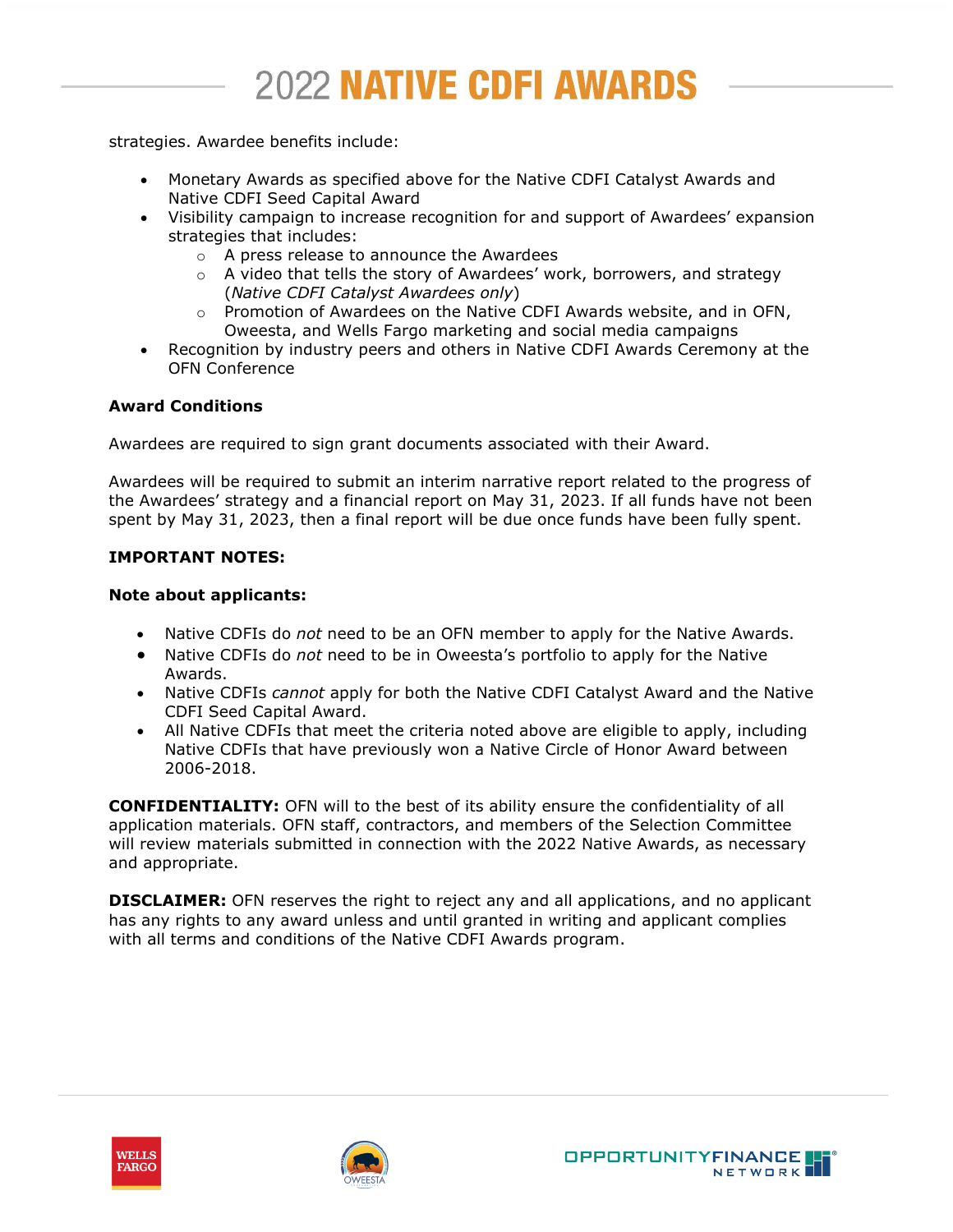strategies. Awardee benefits include:

- Monetary Awards as specified above for the Native CDFI Catalyst Awards and Native CDFI Seed Capital Award
- Visibility campaign to increase recognition for and support of Awardees' expansion strategies that includes:
  - A press release to announce the Awardees
  - A video that tells the story of Awardees' work, borrowers, and strategy (*Native CDFI Catalyst Awardees only*)
  - Promotion of Awardees on the Native CDFI Awards website, and in OFN, Oweesta, and Wells Fargo marketing and social media campaigns
- Recognition by industry peers and others in Native CDFI Awards Ceremony at the OFN Conference

**Award Conditions**

Awardees are required to sign grant documents associated with their Award.

Awardees will be required to submit an interim narrative report related to the progress of the Awardees' strategy and a financial report on May 31, 2023. If all funds have not been spent by May 31, 2023, then a final report will be due once funds have been fully spent.

**IMPORTANT NOTES:**

**Note about applicants:**

- Native CDFIs do *not* need to be an OFN member to apply for the Native Awards.
- Native CDFIs do *not* need to be in Oweesta's portfolio to apply for the Native Awards.
- Native CDFIs *cannot* apply for both the Native CDFI Catalyst Award and the Native CDFI Seed Capital Award.
- All Native CDFIs that meet the criteria noted above are eligible to apply, including Native CDFIs that have previously won a Native Circle of Honor Award between 2006-2018.

**CONFIDENTIALITY:** OFN will to the best of its ability ensure the confidentiality of all application materials. OFN staff, contractors, and members of the Selection Committee will review materials submitted in connection with the 2022 Native Awards, as necessary and appropriate.

**DISCLAIMER:** OFN reserves the right to reject any and all applications, and no applicant has any rights to any award unless and until granted in writing and applicant complies with all terms and conditions of the Native CDFI Awards program.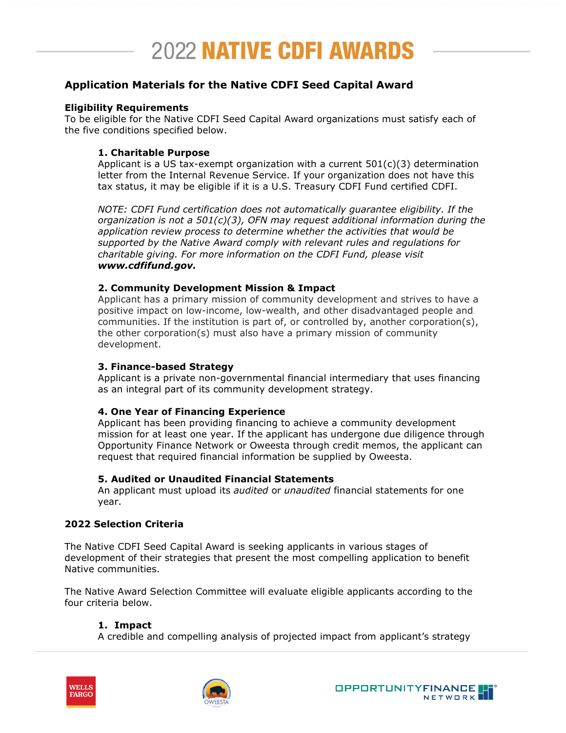# 2022 NATIVE CDFI AWARDS

## Application Materials for the Native CDFI Seed Capital Award

### Eligibility Requirements

To be eligible for the Native CDFI Seed Capital Award organizations must satisfy each of the five conditions specified below.

**1. Charitable Purpose**
Applicant is a US tax-exempt organization with a current 501(c)(3) determination letter from the Internal Revenue Service. If your organization does not have this tax status, it may be eligible if it is a U.S. Treasury CDFI Fund certified CDFI.

*NOTE: CDFI Fund certification does not automatically guarantee eligibility. If the organization is not a 501(c)(3), OFN may request additional information during the application review process to determine whether the activities that would be supported by the Native Award comply with relevant rules and regulations for charitable giving. For more information on the CDFI Fund, please visit* ***www.cdfifund.gov.***

**2. Community Development Mission & Impact**
Applicant has a primary mission of community development and strives to have a positive impact on low-income, low-wealth, and other disadvantaged people and communities. If the institution is part of, or controlled by, another corporation(s), the other corporation(s) must also have a primary mission of community development.

**3. Finance-based Strategy**
Applicant is a private non-governmental financial intermediary that uses financing as an integral part of its community development strategy.

**4. One Year of Financing Experience**
Applicant has been providing financing to achieve a community development mission for at least one year. If the applicant has undergone due diligence through Opportunity Finance Network or Oweesta through credit memos, the applicant can request that required financial information be supplied by Oweesta.

**5. Audited or Unaudited Financial Statements**
An applicant must upload its *audited* or *unaudited* financial statements for one year.

### 2022 Selection Criteria

The Native CDFI Seed Capital Award is seeking applicants in various stages of development of their strategies that present the most compelling application to benefit Native communities.

The Native Award Selection Committee will evaluate eligible applicants according to the four criteria below.

1. **Impact**
A credible and compelling analysis of projected impact from applicant's strategy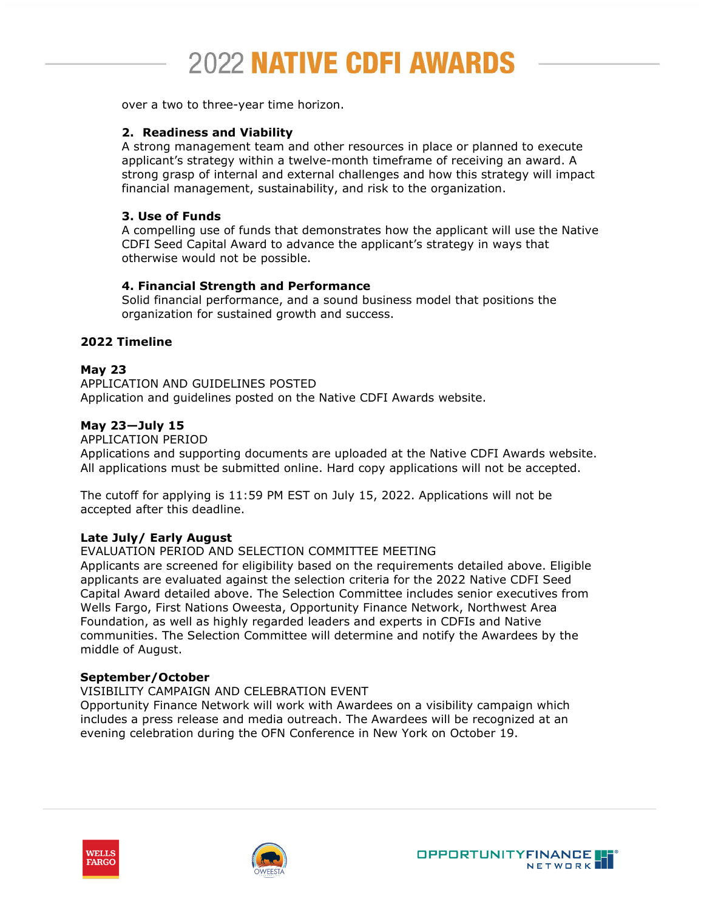over a two to three-year time horizon.

**2. Readiness and Viability**
A strong management team and other resources in place or planned to execute applicant's strategy within a twelve-month timeframe of receiving an award. A strong grasp of internal and external challenges and how this strategy will impact financial management, sustainability, and risk to the organization.

**3. Use of Funds**
A compelling use of funds that demonstrates how the applicant will use the Native CDFI Seed Capital Award to advance the applicant's strategy in ways that otherwise would not be possible.

**4. Financial Strength and Performance**
Solid financial performance, and a sound business model that positions the organization for sustained growth and success.

## 2022 Timeline

**May 23**
APPLICATION AND GUIDELINES POSTED
Application and guidelines posted on the Native CDFI Awards website.

**May 23—July 15**
APPLICATION PERIOD
Applications and supporting documents are uploaded at the Native CDFI Awards website. All applications must be submitted online. Hard copy applications will not be accepted.

The cutoff for applying is 11:59 PM EST on July 15, 2022. Applications will not be accepted after this deadline.

**Late July/ Early August**
EVALUATION PERIOD AND SELECTION COMMITTEE MEETING
Applicants are screened for eligibility based on the requirements detailed above. Eligible applicants are evaluated against the selection criteria for the 2022 Native CDFI Seed Capital Award detailed above. The Selection Committee includes senior executives from Wells Fargo, First Nations Oweesta, Opportunity Finance Network, Northwest Area Foundation, as well as highly regarded leaders and experts in CDFIs and Native communities. The Selection Committee will determine and notify the Awardees by the middle of August.

**September/October**
VISIBILITY CAMPAIGN AND CELEBRATION EVENT
Opportunity Finance Network will work with Awardees on a visibility campaign which includes a press release and media outreach. The Awardees will be recognized at an evening celebration during the OFN Conference in New York on October 19.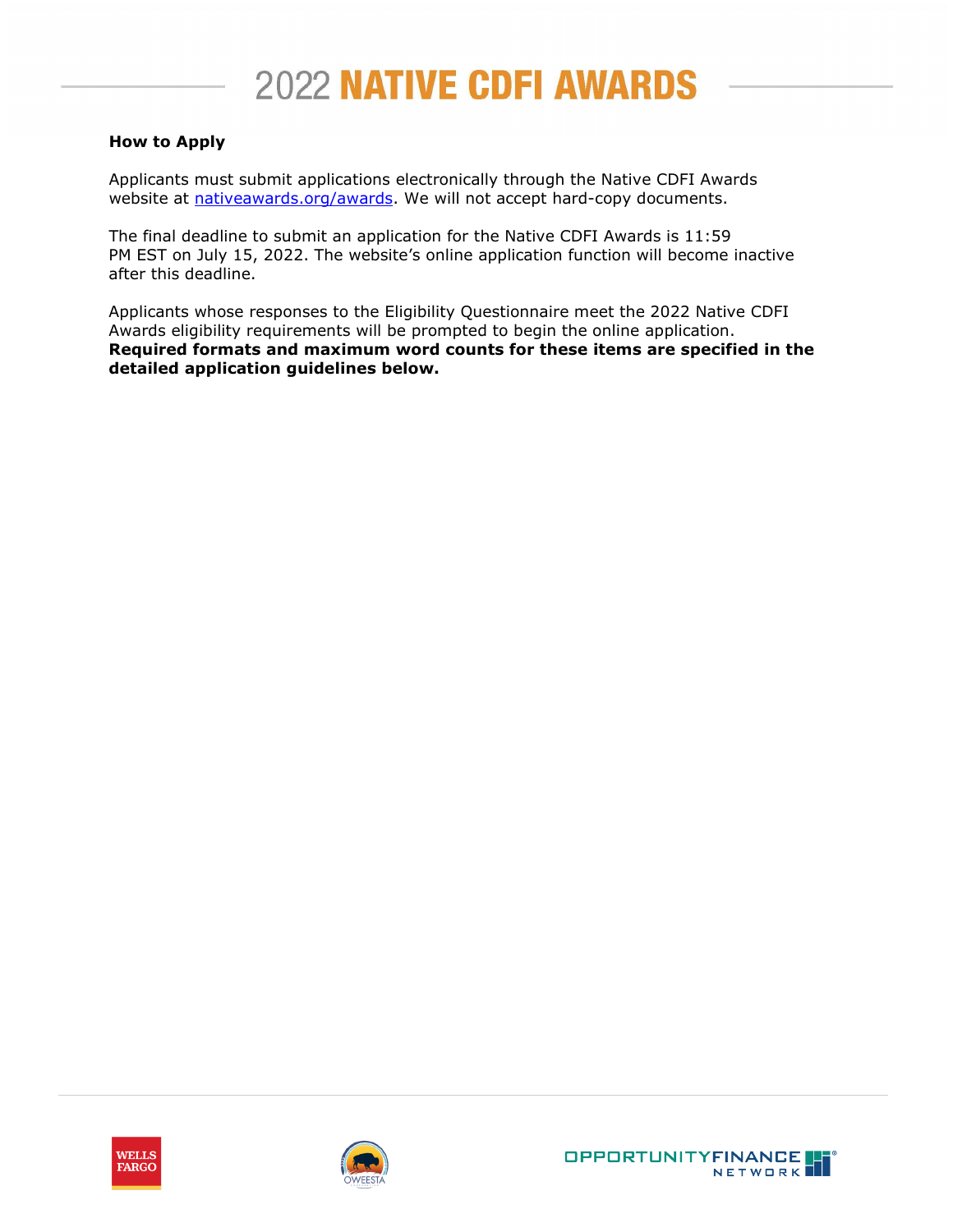**How to Apply**

Applicants must submit applications electronically through the Native CDFI Awards website at [nativeawards.org/awards](nativeawards.org/awards). We will not accept hard-copy documents.

The final deadline to submit an application for the Native CDFI Awards is 11:59 PM EST on July 15, 2022. The website's online application function will become inactive after this deadline.

Applicants whose responses to the Eligibility Questionnaire meet the 2022 Native CDFI Awards eligibility requirements will be prompted to begin the online application. **Required formats and maximum word counts for these items are specified in the detailed application guidelines below.**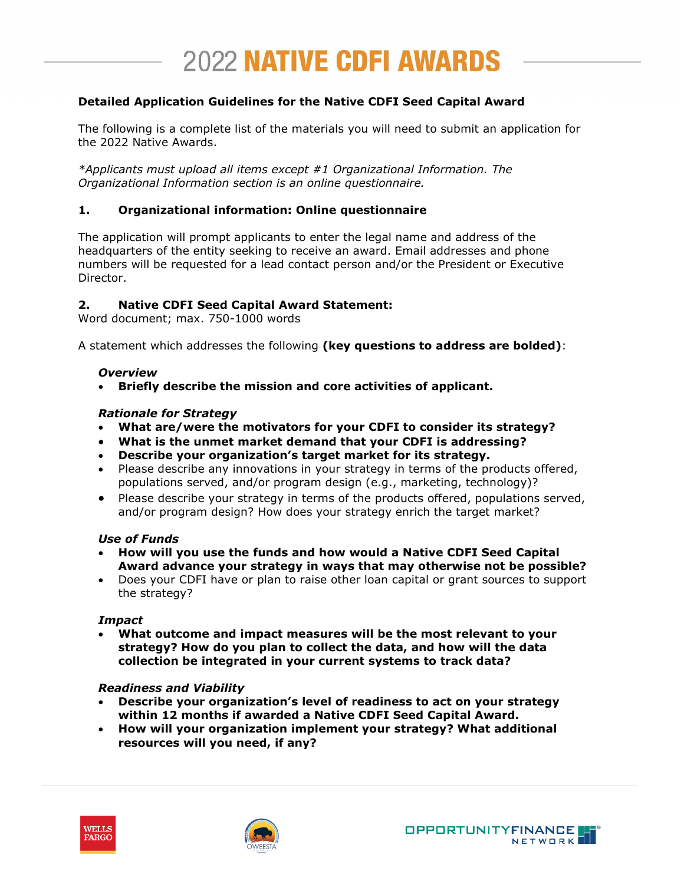# 2022 NATIVE CDFI AWARDS

**Detailed Application Guidelines for the Native CDFI Seed Capital Award**

The following is a complete list of the materials you will need to submit an application for the 2022 Native Awards.

*\*Applicants must upload all items except #1 Organizational Information. The Organizational Information section is an online questionnaire.*

### 1. Organizational information: Online questionnaire

The application will prompt applicants to enter the legal name and address of the headquarters of the entity seeking to receive an award. Email addresses and phone numbers will be requested for a lead contact person and/or the President or Executive Director.

### 2. Native CDFI Seed Capital Award Statement:

Word document; max. 750-1000 words

A statement which addresses the following **(key questions to address are bolded)**:

***Overview***

- **Briefly describe the mission and core activities of applicant.**

***Rationale for Strategy***

- **What are/were the motivators for your CDFI to consider its strategy?**
- **What is the unmet market demand that your CDFI is addressing?**
- **Describe your organization's target market for its strategy.**
- Please describe any innovations in your strategy in terms of the products offered, populations served, and/or program design (e.g., marketing, technology)?
- Please describe your strategy in terms of the products offered, populations served, and/or program design? How does your strategy enrich the target market?

***Use of Funds***

- **How will you use the funds and how would a Native CDFI Seed Capital Award advance your strategy in ways that may otherwise not be possible?**
- Does your CDFI have or plan to raise other loan capital or grant sources to support the strategy?

***Impact***

- **What outcome and impact measures will be the most relevant to your strategy? How do you plan to collect the data, and how will the data collection be integrated in your current systems to track data?**

***Readiness and Viability***

- **Describe your organization's level of readiness to act on your strategy within 12 months if awarded a Native CDFI Seed Capital Award.**
- **How will your organization implement your strategy? What additional resources will you need, if any?**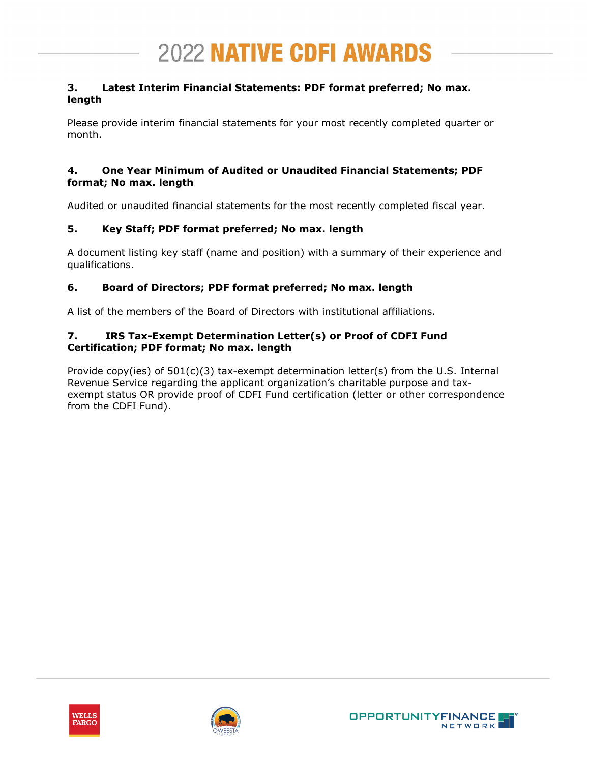**3. Latest Interim Financial Statements: PDF format preferred; No max. length**

Please provide interim financial statements for your most recently completed quarter or month.

**4. One Year Minimum of Audited or Unaudited Financial Statements; PDF format; No max. length**

Audited or unaudited financial statements for the most recently completed fiscal year.

**5. Key Staff; PDF format preferred; No max. length**

A document listing key staff (name and position) with a summary of their experience and qualifications.

**6. Board of Directors; PDF format preferred; No max. length**

A list of the members of the Board of Directors with institutional affiliations.

**7. IRS Tax-Exempt Determination Letter(s) or Proof of CDFI Fund Certification; PDF format; No max. length**

Provide copy(ies) of 501(c)(3) tax-exempt determination letter(s) from the U.S. Internal Revenue Service regarding the applicant organization's charitable purpose and tax-exempt status OR provide proof of CDFI Fund certification (letter or other correspondence from the CDFI Fund).